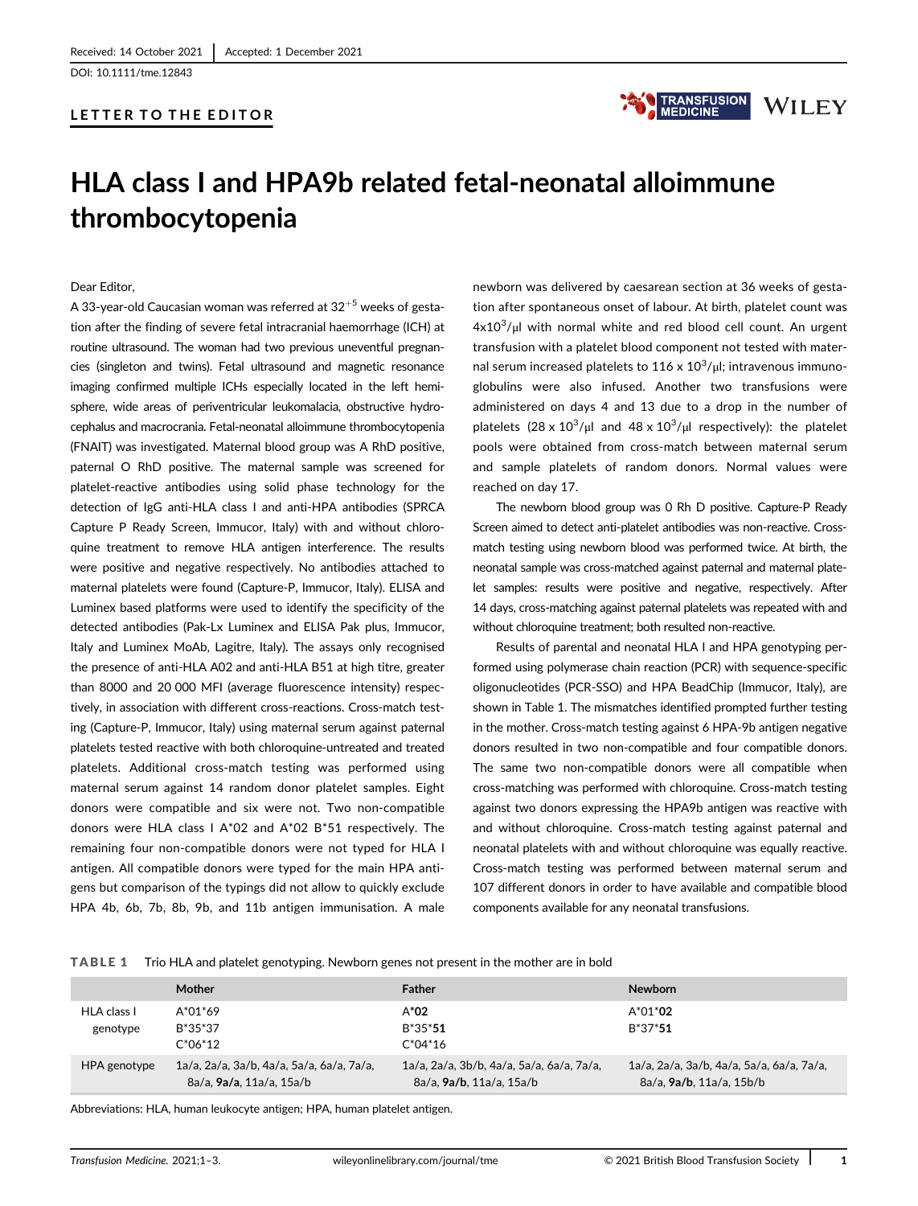Received: 14 October 2021 | Accepted: 1 December 2021

DOI: 10.1111/tme.12843

**LETTER TO THE EDITOR**

# HLA class I and HPA9b related fetal-neonatal alloimmune thrombocytopenia

Dear Editor,

A 33-year-old Caucasian woman was referred at $32^{+5}$ weeks of gestation after the finding of severe fetal intracranial haemorrhage (ICH) at routine ultrasound. The woman had two previous uneventful pregnancies (singleton and twins). Fetal ultrasound and magnetic resonance imaging confirmed multiple ICHs especially located in the left hemisphere, wide areas of periventricular leukomalacia, obstructive hydrocephalus and macrocrania. Fetal-neonatal alloimmune thrombocytopenia (FNAIT) was investigated. Maternal blood group was A RhD positive, paternal O RhD positive. The maternal sample was screened for platelet-reactive antibodies using solid phase technology for the detection of IgG anti-HLA class I and anti-HPA antibodies (SPRCA Capture P Ready Screen, Immucor, Italy) with and without chloroquine treatment to remove HLA antigen interference. The results were positive and negative respectively. No antibodies attached to maternal platelets were found (Capture-P, Immucor, Italy). ELISA and Luminex based platforms were used to identify the specificity of the detected antibodies (Pak-Lx Luminex and ELISA Pak plus, Immucor, Italy and Luminex MoAb, Lagitre, Italy). The assays only recognised the presence of anti-HLA A02 and anti-HLA B51 at high titre, greater than 8000 and 20 000 MFI (average fluorescence intensity) respectively, in association with different cross-reactions. Cross-match testing (Capture-P, Immucor, Italy) using maternal serum against paternal platelets tested reactive with both chloroquine-untreated and treated platelets. Additional cross-match testing was performed using maternal serum against 14 random donor platelet samples. Eight donors were compatible and six were not. Two non-compatible donors were HLA class I A*02 and A*02 B*51 respectively. The remaining four non-compatible donors were not typed for HLA I antigen. All compatible donors were typed for the main HPA antigens but comparison of the typings did not allow to quickly exclude HPA 4b, 6b, 7b, 8b, 9b, and 11b antigen immunisation. A male newborn was delivered by caesarean section at 36 weeks of gestation after spontaneous onset of labour. At birth, platelet count was $4 \times 10^3/\mu l$ with normal white and red blood cell count. An urgent transfusion with a platelet blood component not tested with maternal serum increased platelets to $116 \times 10^3/\mu l$; intravenous immunoglobulins were also infused. Another two transfusions were administered on days 4 and 13 due to a drop in the number of platelets ($28 \times 10^3/\mu l$ and $48 \times 10^3/\mu l$ respectively): the platelet pools were obtained from cross-match between maternal serum and sample platelets of random donors. Normal values were reached on day 17.

The newborn blood group was 0 Rh D positive. Capture-P Ready Screen aimed to detect anti-platelet antibodies was non-reactive. Cross-match testing using newborn blood was performed twice. At birth, the neonatal sample was cross-matched against paternal and maternal platelet samples: results were positive and negative, respectively. After 14 days, cross-matching against paternal platelets was repeated with and without chloroquine treatment; both resulted non-reactive.

Results of parental and neonatal HLA I and HPA genotyping performed using polymerase chain reaction (PCR) with sequence-specific oligonucleotides (PCR-SSO) and HPA BeadChip (Immucor, Italy), are shown in Table 1. The mismatches identified prompted further testing in the mother. Cross-match testing against 6 HPA-9b antigen negative donors resulted in two non-compatible and four compatible donors. The same two non-compatible donors were all compatible when cross-matching was performed with chloroquine. Cross-match testing against two donors expressing the HPA9b antigen was reactive with and without chloroquine. Cross-match testing against paternal and neonatal platelets with and without chloroquine was equally reactive. Cross-match testing was performed between maternal serum and 107 different donors in order to have available and compatible blood components available for any neonatal transfusions.

**TABLE 1** Trio HLA and platelet genotyping. Newborn genes not present in the mother are in bold

| | Mother | Father | Newborn |
|---|---|---|---|
| HLA class I genotype | A*01*69<br>B*35*37<br>C*06*12 | A***02**<br>B*35***51**<br>C*04*16 | A*01***02**<br>B*37***51** |
| HPA genotype | 1a/a, 2a/a, 3a/b, 4a/a, 5a/a, 6a/a, 7a/a, 8a/a, **9a/a**, 11a/a, 15a/b | 1a/a, 2a/a, 3b/b, 4a/a, 5a/a, 6a/a, 7a/a, 8a/a, **9a/b**, 11a/a, 15a/b | 1a/a, 2a/a, 3a/b, 4a/a, 5a/a, 6a/a, 7a/a, 8a/a, **9a/b**, 11a/a, 15b/b |

Abbreviations: HLA, human leukocyte antigen; HPA, human platelet antigen.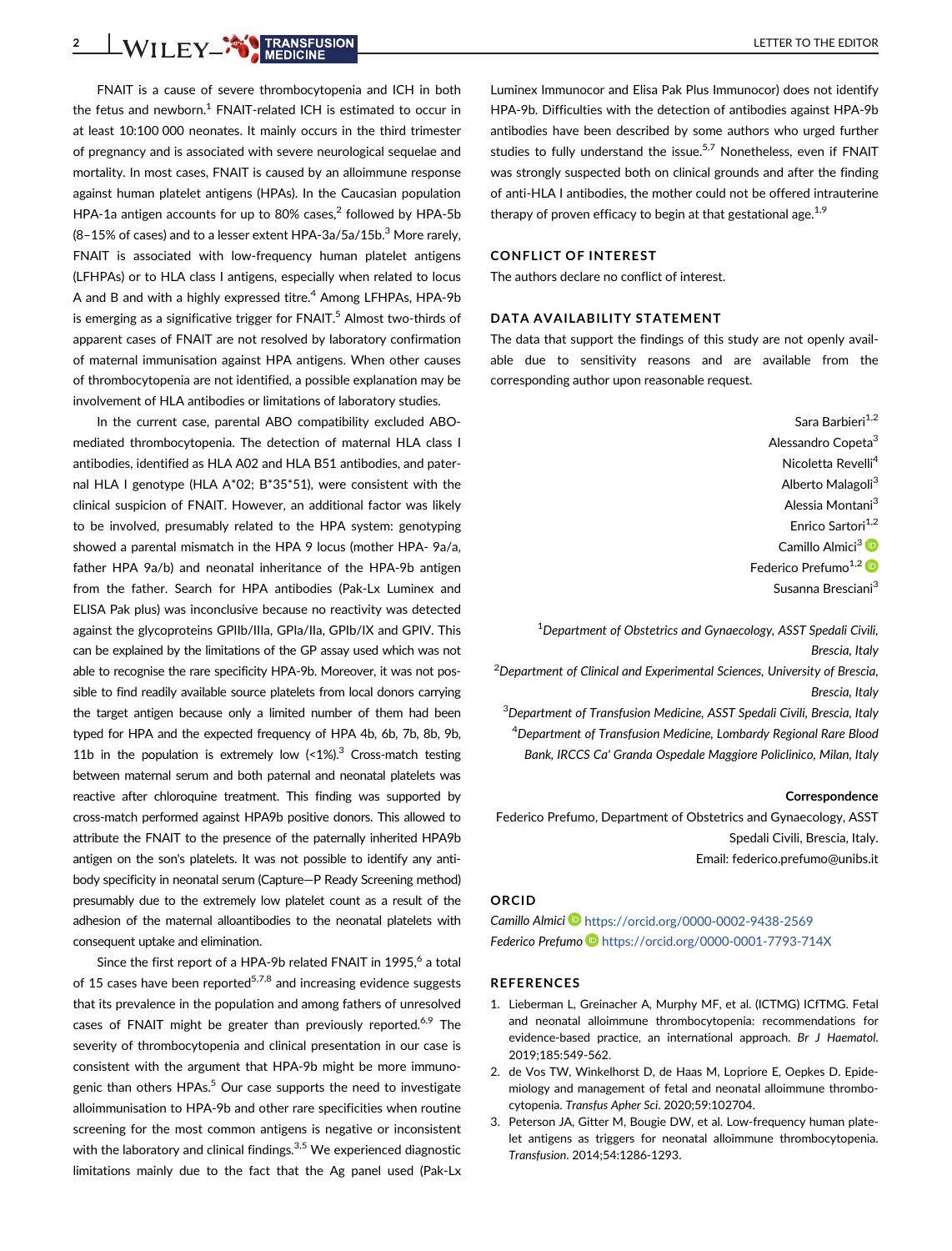FNAIT is a cause of severe thrombocytopenia and ICH in both the fetus and newborn.[1] FNAIT-related ICH is estimated to occur in at least 10:100 000 neonates. It mainly occurs in the third trimester of pregnancy and is associated with severe neurological sequelae and mortality. In most cases, FNAIT is caused by an alloimmune response against human platelet antigens (HPAs). In the Caucasian population HPA-1a antigen accounts for up to 80% cases,[2] followed by HPA-5b (8–15% of cases) and to a lesser extent HPA-3a/5a/15b.[3] More rarely, FNAIT is associated with low-frequency human platelet antigens (LFHPAs) or to HLA class I antigens, especially when related to locus A and B and with a highly expressed titre.[4] Among LFHPAs, HPA-9b is emerging as a significative trigger for FNAIT.[5] Almost two-thirds of apparent cases of FNAIT are not resolved by laboratory confirmation of maternal immunisation against HPA antigens. When other causes of thrombocytopenia are not identified, a possible explanation may be involvement of HLA antibodies or limitations of laboratory studies.

In the current case, parental ABO compatibility excluded ABO-mediated thrombocytopenia. The detection of maternal HLA class I antibodies, identified as HLA A02 and HLA B51 antibodies, and paternal HLA I genotype (HLA A*02; B*35*51), were consistent with the clinical suspicion of FNAIT. However, an additional factor was likely to be involved, presumably related to the HPA system: genotyping showed a parental mismatch in the HPA 9 locus (mother HPA- 9a/a, father HPA 9a/b) and neonatal inheritance of the HPA-9b antigen from the father. Search for HPA antibodies (Pak-Lx Luminex and ELISA Pak plus) was inconclusive because no reactivity was detected against the glycoproteins GPIIb/IIIa, GPIa/IIa, GPIb/IX and GPIV. This can be explained by the limitations of the GP assay used which was not able to recognise the rare specificity HPA-9b. Moreover, it was not possible to find readily available source platelets from local donors carrying the target antigen because only a limited number of them had been typed for HPA and the expected frequency of HPA 4b, 6b, 7b, 8b, 9b, 11b in the population is extremely low (<1%).[3] Cross-match testing between maternal serum and both paternal and neonatal platelets was reactive after chloroquine treatment. This finding was supported by cross-match performed against HPA9b positive donors. This allowed to attribute the FNAIT to the presence of the paternally inherited HPA9b antigen on the son's platelets. It was not possible to identify any antibody specificity in neonatal serum (Capture—P Ready Screening method) presumably due to the extremely low platelet count as a result of the adhesion of the maternal alloantibodies to the neonatal platelets with consequent uptake and elimination.

Since the first report of a HPA-9b related FNAIT in 1995,[6] a total of 15 cases have been reported[5,7,8] and increasing evidence suggests that its prevalence in the population and among fathers of unresolved cases of FNAIT might be greater than previously reported.[6,9] The severity of thrombocytopenia and clinical presentation in our case is consistent with the argument that HPA-9b might be more immunogenic than others HPAs.[5] Our case supports the need to investigate alloimmunisation to HPA-9b and other rare specificities when routine screening for the most common antigens is negative or inconsistent with the laboratory and clinical findings.[3,5] We experienced diagnostic limitations mainly due to the fact that the Ag panel used (Pak-Lx Luminex Immunocor and Elisa Pak Plus Immunocor) does not identify HPA-9b. Difficulties with the detection of antibodies against HPA-9b antibodies have been described by some authors who urged further studies to fully understand the issue.[5,7] Nonetheless, even if FNAIT was strongly suspected both on clinical grounds and after the finding of anti-HLA I antibodies, the mother could not be offered intrauterine therapy of proven efficacy to begin at that gestational age.[1,9]

## CONFLICT OF INTEREST

The authors declare no conflict of interest.

## DATA AVAILABILITY STATEMENT

The data that support the findings of this study are not openly available due to sensitivity reasons and are available from the corresponding author upon reasonable request.

Sara Barbieri[1,2]
Alessandro Copeta[3]
Nicoletta Revelli[4]
Alberto Malagoli[3]
Alessia Montani[3]
Enrico Sartori[1,2]
Camillo Almici[3]
Federico Prefumo[1,2]
Susanna Bresciani[3]

[1]*Department of Obstetrics and Gynaecology, ASST Spedali Civili, Brescia, Italy*
[2]*Department of Clinical and Experimental Sciences, University of Brescia, Brescia, Italy*
[3]*Department of Transfusion Medicine, ASST Spedali Civili, Brescia, Italy*
[4]*Department of Transfusion Medicine, Lombardy Regional Rare Blood Bank, IRCCS Ca' Granda Ospedale Maggiore Policlinico, Milan, Italy*

**Correspondence**
Federico Prefumo, Department of Obstetrics and Gynaecology, ASST Spedali Civili, Brescia, Italy.
Email: federico.prefumo@unibs.it

## ORCID

*Camillo Almici* https://orcid.org/0000-0002-9438-2569
*Federico Prefumo* https://orcid.org/0000-0001-7793-714X

## REFERENCES

1. Lieberman L, Greinacher A, Murphy MF, et al. (ICTMG) ICfTMG. Fetal and neonatal alloimmune thrombocytopenia: recommendations for evidence-based practice, an international approach. *Br J Haematol*. 2019;185:549-562.
2. de Vos TW, Winkelhorst D, de Haas M, Lopriore E, Oepkes D. Epidemiology and management of fetal and neonatal alloimmune thrombocytopenia. *Transfus Apher Sci*. 2020;59:102704.
3. Peterson JA, Gitter M, Bougie DW, et al. Low-frequency human platelet antigens as triggers for neonatal alloimmune thrombocytopenia. *Transfusion*. 2014;54:1286-1293.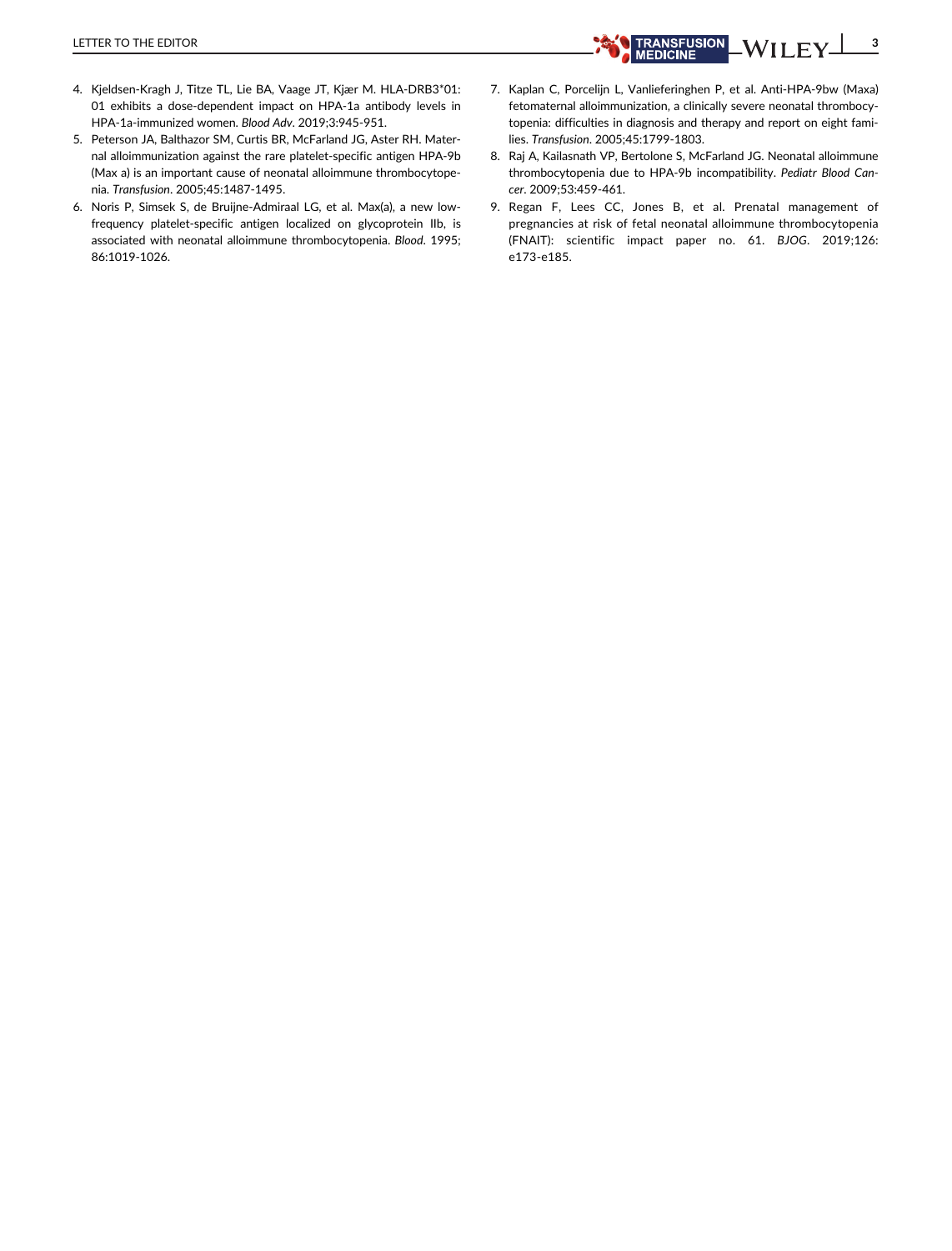4. Kjeldsen-Kragh J, Titze TL, Lie BA, Vaage JT, Kjær M. HLA-DRB3*01:01 exhibits a dose-dependent impact on HPA-1a antibody levels in HPA-1a-immunized women. *Blood Adv*. 2019;3:945-951.
5. Peterson JA, Balthazor SM, Curtis BR, McFarland JG, Aster RH. Maternal alloimmunization against the rare platelet-specific antigen HPA-9b (Max a) is an important cause of neonatal alloimmune thrombocytopenia. *Transfusion*. 2005;45:1487-1495.
6. Noris P, Simsek S, de Bruijne-Admiraal LG, et al. Max(a), a new low-frequency platelet-specific antigen localized on glycoprotein IIb, is associated with neonatal alloimmune thrombocytopenia. *Blood*. 1995; 86:1019-1026.
7. Kaplan C, Porcelijn L, Vanlieferinghen P, et al. Anti-HPA-9bw (Maxa) fetomaternal alloimmunization, a clinically severe neonatal thrombocytopenia: difficulties in diagnosis and therapy and report on eight families. *Transfusion*. 2005;45:1799-1803.
8. Raj A, Kailasnath VP, Bertolone S, McFarland JG. Neonatal alloimmune thrombocytopenia due to HPA-9b incompatibility. *Pediatr Blood Cancer*. 2009;53:459-461.
9. Regan F, Lees CC, Jones B, et al. Prenatal management of pregnancies at risk of fetal neonatal alloimmune thrombocytopenia (FNAIT): scientific impact paper no. 61. *BJOG*. 2019;126: e173-e185.